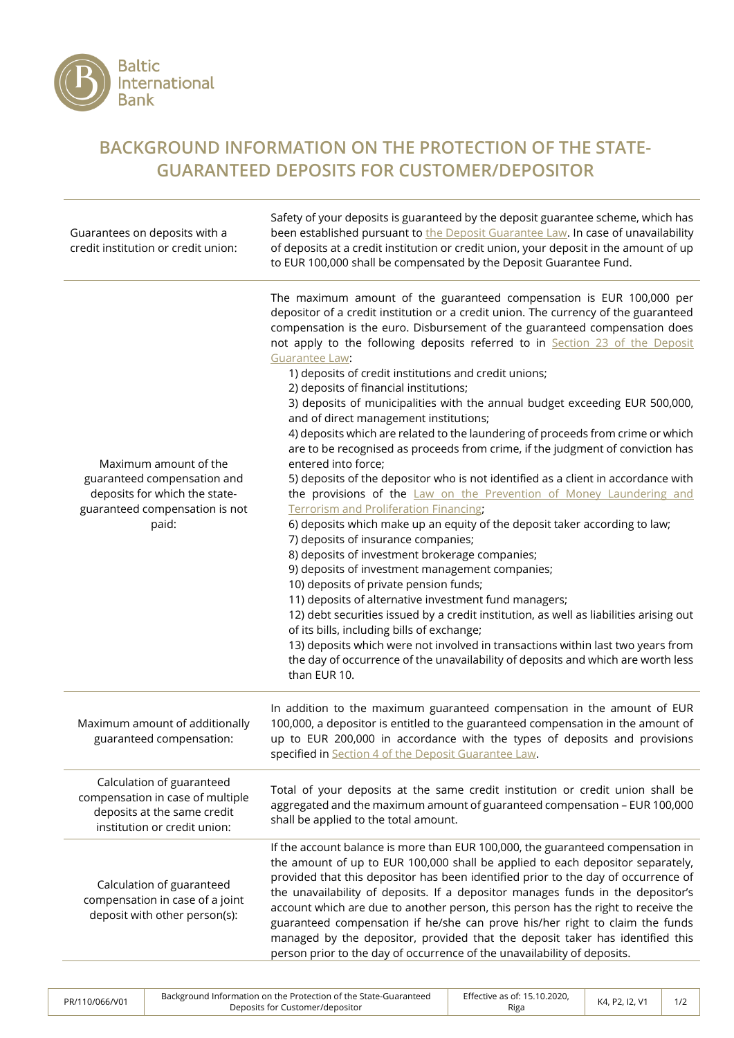# BACKGROUND INFORMATION ON THE PROTECTION OF THE STATE-GUARANTEED DEPOSITS FOR CUSTOMER/DEPOSITOR

| | |
|---|---|
| Guarantees on deposits with a credit institution or credit union: | Safety of your deposits is guaranteed by the deposit guarantee scheme, which has been established pursuant to the Deposit Guarantee Law. In case of unavailability of deposits at a credit institution or credit union, your deposit in the amount of up to EUR 100,000 shall be compensated by the Deposit Guarantee Fund. |
| Maximum amount of the guaranteed compensation and deposits for which the state-guaranteed compensation is not paid: | The maximum amount of the guaranteed compensation is EUR 100,000 per depositor of a credit institution or a credit union. The currency of the guaranteed compensation is the euro. Disbursement of the guaranteed compensation does not apply to the following deposits referred to in Section 23 of the Deposit Guarantee Law:<br>1) deposits of credit institutions and credit unions;<br>2) deposits of financial institutions;<br>3) deposits of municipalities with the annual budget exceeding EUR 500,000, and of direct management institutions;<br>4) deposits which are related to the laundering of proceeds from crime or which are to be recognised as proceeds from crime, if the judgment of conviction has entered into force;<br>5) deposits of the depositor who is not identified as a client in accordance with the provisions of the Law on the Prevention of Money Laundering and Terrorism and Proliferation Financing;<br>6) deposits which make up an equity of the deposit taker according to law;<br>7) deposits of insurance companies;<br>8) deposits of investment brokerage companies;<br>9) deposits of investment management companies;<br>10) deposits of private pension funds;<br>11) deposits of alternative investment fund managers;<br>12) debt securities issued by a credit institution, as well as liabilities arising out of its bills, including bills of exchange;<br>13) deposits which were not involved in transactions within last two years from the day of occurrence of the unavailability of deposits and which are worth less than EUR 10. |
| Maximum amount of additionally guaranteed compensation: | In addition to the maximum guaranteed compensation in the amount of EUR 100,000, a depositor is entitled to the guaranteed compensation in the amount of up to EUR 200,000 in accordance with the types of deposits and provisions specified in Section 4 of the Deposit Guarantee Law. |
| Calculation of guaranteed compensation in case of multiple deposits at the same credit institution or credit union: | Total of your deposits at the same credit institution or credit union shall be aggregated and the maximum amount of guaranteed compensation – EUR 100,000 shall be applied to the total amount. |
| Calculation of guaranteed compensation in case of a joint deposit with other person(s): | If the account balance is more than EUR 100,000, the guaranteed compensation in the amount of up to EUR 100,000 shall be applied to each depositor separately, provided that this depositor has been identified prior to the day of occurrence of the unavailability of deposits. If a depositor manages funds in the depositor's account which are due to another person, this person has the right to receive the guaranteed compensation if he/she can prove his/her right to claim the funds managed by the depositor, provided that the deposit taker has identified this person prior to the day of occurrence of the unavailability of deposits. |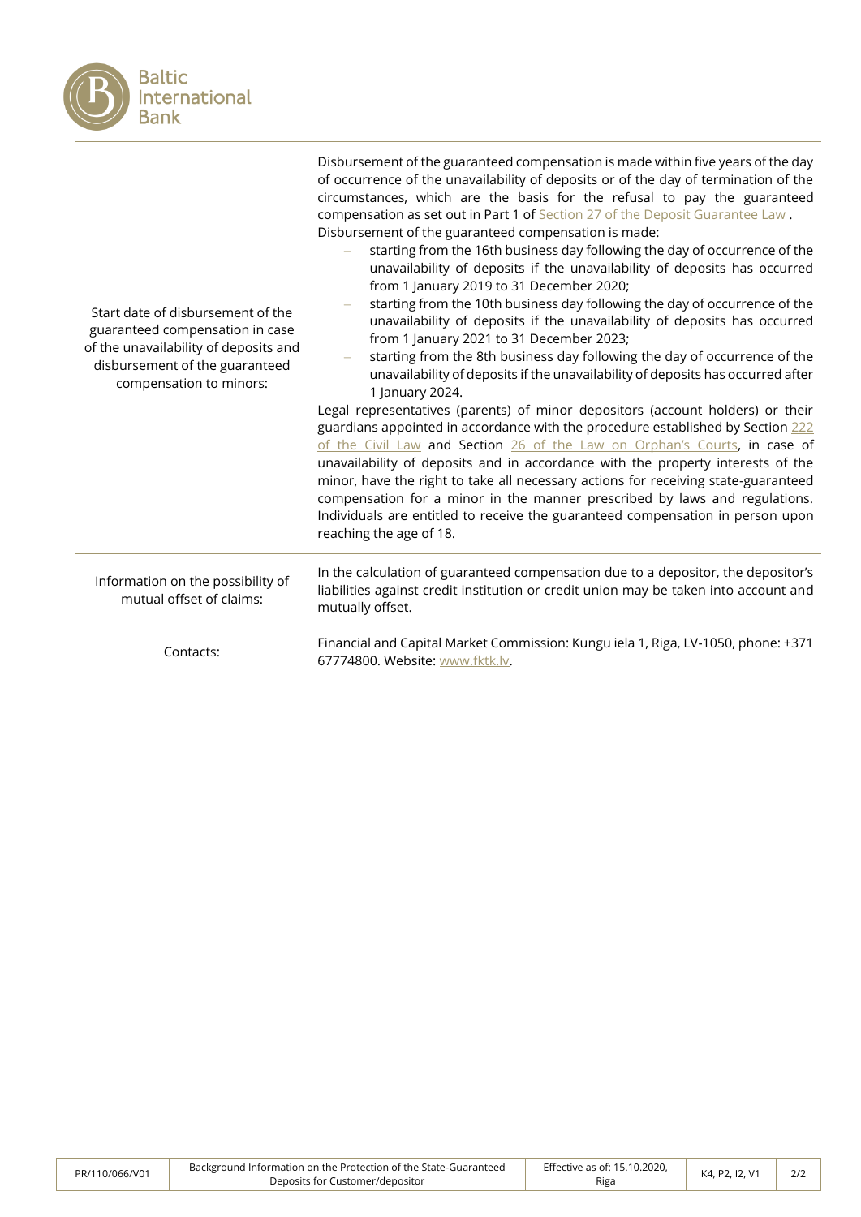| | |
|---|---|
| Start date of disbursement of the guaranteed compensation in case of the unavailability of deposits and disbursement of the guaranteed compensation to minors: | Disbursement of the guaranteed compensation is made within five years of the day of occurrence of the unavailability of deposits or of the day of termination of the circumstances, which are the basis for the refusal to pay the guaranteed compensation as set out in Part 1 of Section 27 of the Deposit Guarantee Law . Disbursement of the guaranteed compensation is made:<br>– starting from the 16th business day following the day of occurrence of the unavailability of deposits if the unavailability of deposits has occurred from 1 January 2019 to 31 December 2020;<br>– starting from the 10th business day following the day of occurrence of the unavailability of deposits if the unavailability of deposits has occurred from 1 January 2021 to 31 December 2023;<br>– starting from the 8th business day following the day of occurrence of the unavailability of deposits if the unavailability of deposits has occurred after 1 January 2024.<br>Legal representatives (parents) of minor depositors (account holders) or their guardians appointed in accordance with the procedure established by Section 222 of the Civil Law and Section 26 of the Law on Orphan's Courts, in case of unavailability of deposits and in accordance with the property interests of the minor, have the right to take all necessary actions for receiving state-guaranteed compensation for a minor in the manner prescribed by laws and regulations. Individuals are entitled to receive the guaranteed compensation in person upon reaching the age of 18. |
| Information on the possibility of mutual offset of claims: | In the calculation of guaranteed compensation due to a depositor, the depositor's liabilities against credit institution or credit union may be taken into account and mutually offset. |
| Contacts: | Financial and Capital Market Commission: Kungu iela 1, Riga, LV-1050, phone: +371 67774800. Website: www.fktk.lv. |